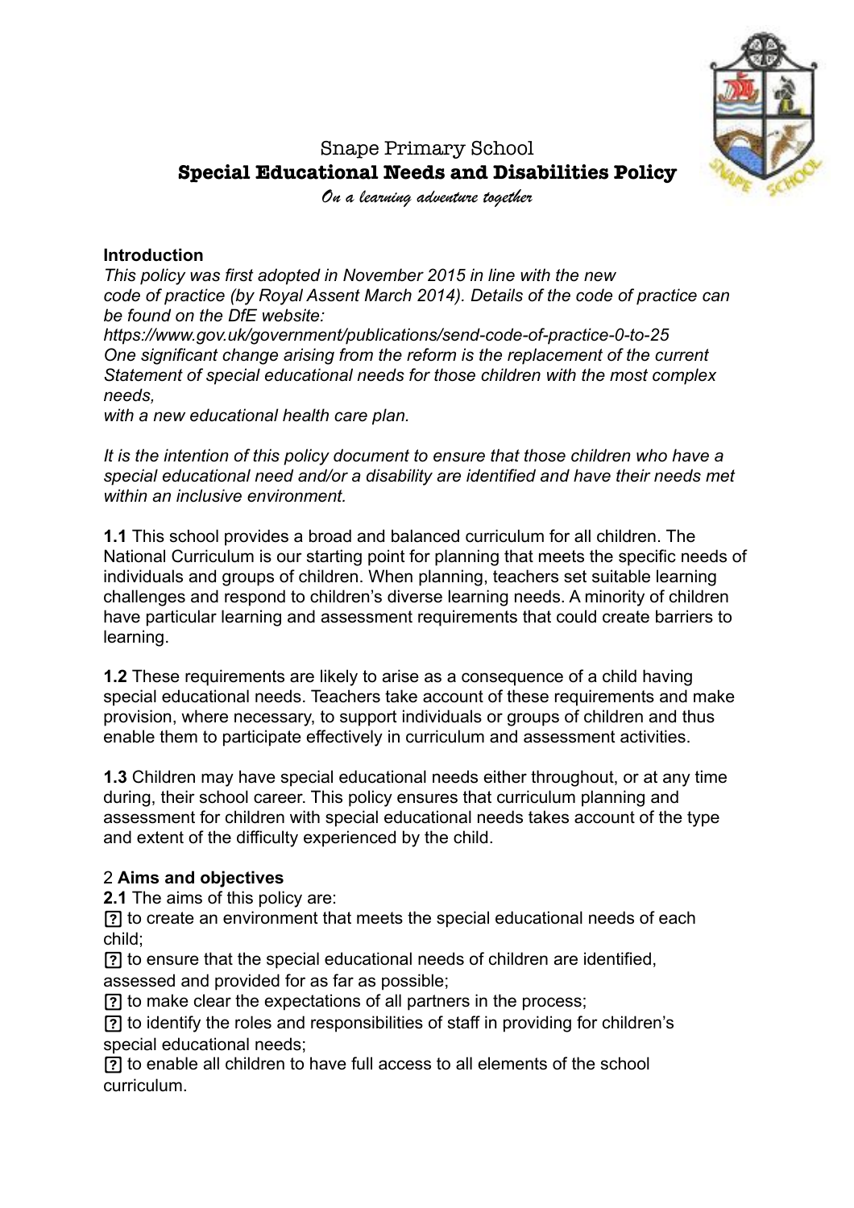# Snape Primary School
## Special Educational Needs and Disabilities Policy

*On a learning adventure together*

**Introduction**

*This policy was first adopted in November 2015 in line with the new code of practice (by Royal Assent March 2014). Details of the code of practice can be found on the DfE website:*
*https://www.gov.uk/government/publications/send-code-of-practice-0-to-25*
*One significant change arising from the reform is the replacement of the current Statement of special educational needs for those children with the most complex needs,*
*with a new educational health care plan.*

*It is the intention of this policy document to ensure that those children who have a special educational need and/or a disability are identified and have their needs met within an inclusive environment.*

**1.1** This school provides a broad and balanced curriculum for all children. The National Curriculum is our starting point for planning that meets the specific needs of individuals and groups of children. When planning, teachers set suitable learning challenges and respond to children's diverse learning needs. A minority of children have particular learning and assessment requirements that could create barriers to learning.

**1.2** These requirements are likely to arise as a consequence of a child having special educational needs. Teachers take account of these requirements and make provision, where necessary, to support individuals or groups of children and thus enable them to participate effectively in curriculum and assessment activities.

**1.3** Children may have special educational needs either throughout, or at any time during, their school career. This policy ensures that curriculum planning and assessment for children with special educational needs takes account of the type and extent of the difficulty experienced by the child.

2 **Aims and objectives**

**2.1** The aims of this policy are:

- to create an environment that meets the special educational needs of each child;
- to ensure that the special educational needs of children are identified, assessed and provided for as far as possible;
- to make clear the expectations of all partners in the process;
- to identify the roles and responsibilities of staff in providing for children's special educational needs;
- to enable all children to have full access to all elements of the school curriculum.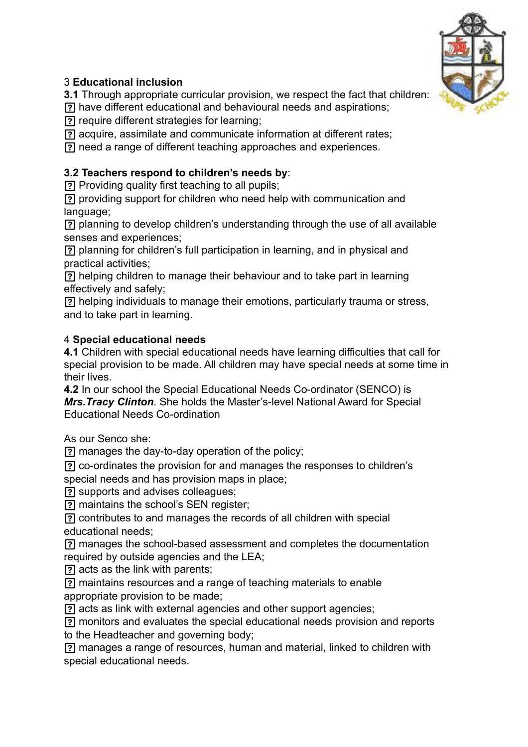## 3 Educational inclusion

**3.1** Through appropriate curricular provision, we respect the fact that children:

- have different educational and behavioural needs and aspirations;
- require different strategies for learning;
- acquire, assimilate and communicate information at different rates;
- need a range of different teaching approaches and experiences.

**3.2 Teachers respond to children's needs by**:

- Providing quality first teaching to all pupils;
- providing support for children who need help with communication and language;
- planning to develop children's understanding through the use of all available senses and experiences;
- planning for children's full participation in learning, and in physical and practical activities;
- helping children to manage their behaviour and to take part in learning effectively and safely;
- helping individuals to manage their emotions, particularly trauma or stress, and to take part in learning.

## 4 Special educational needs

**4.1** Children with special educational needs have learning difficulties that call for special provision to be made. All children may have special needs at some time in their lives.

**4.2** In our school the Special Educational Needs Co-ordinator (SENCO) is ***Mrs.Tracy Clinton***. She holds the Master's-level National Award for Special Educational Needs Co-ordination

As our Senco she:

- manages the day-to-day operation of the policy;
- co-ordinates the provision for and manages the responses to children's special needs and has provision maps in place;
- supports and advises colleagues;
- maintains the school's SEN register;
- contributes to and manages the records of all children with special educational needs;
- manages the school-based assessment and completes the documentation required by outside agencies and the LEA;
- acts as the link with parents;
- maintains resources and a range of teaching materials to enable appropriate provision to be made;
- acts as link with external agencies and other support agencies;
- monitors and evaluates the special educational needs provision and reports to the Headteacher and governing body;
- manages a range of resources, human and material, linked to children with special educational needs.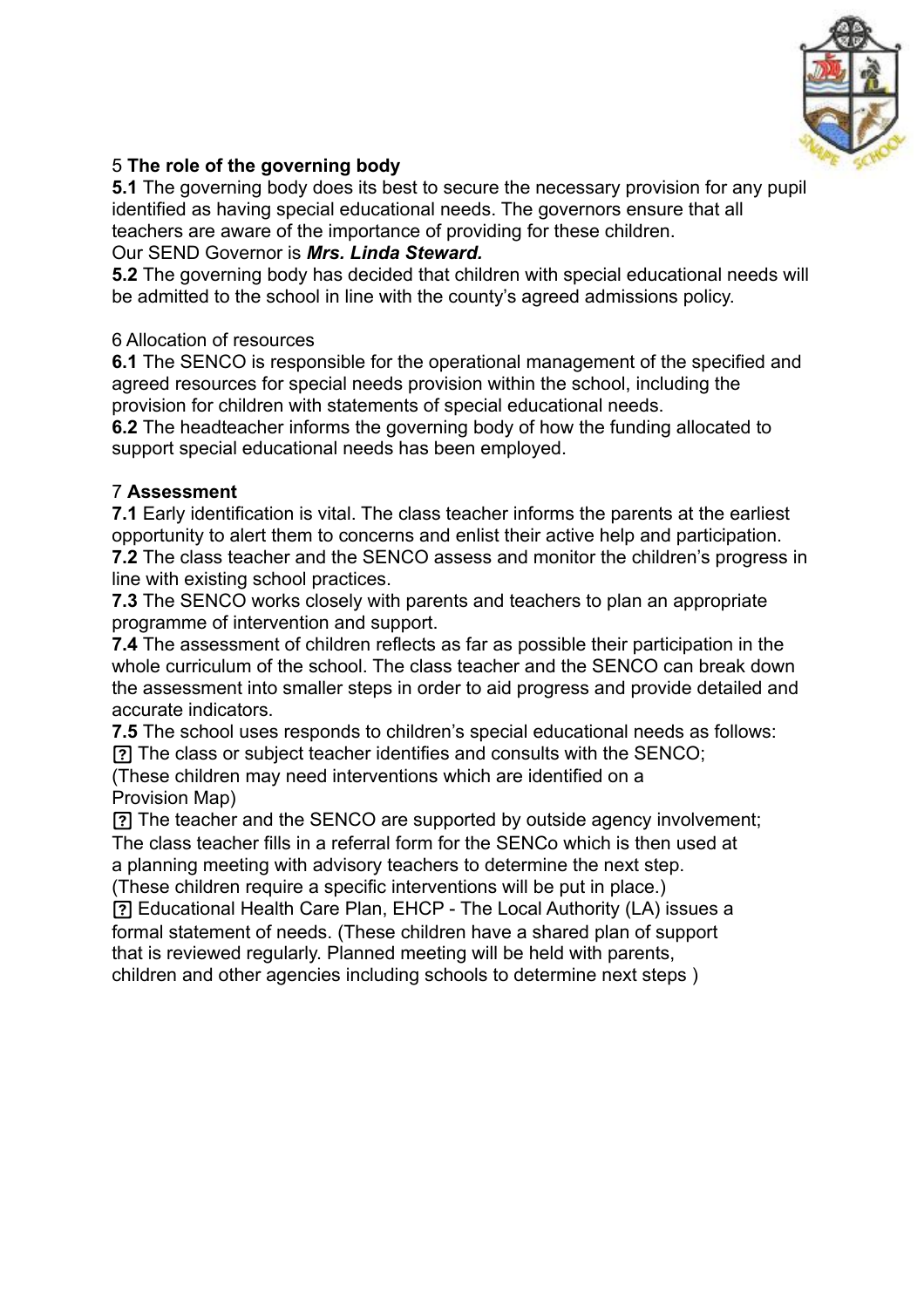## 5 **The role of the governing body**

**5.1** The governing body does its best to secure the necessary provision for any pupil identified as having special educational needs. The governors ensure that all teachers are aware of the importance of providing for these children.
Our SEND Governor is ***Mrs. Linda Steward.***

**5.2** The governing body has decided that children with special educational needs will be admitted to the school in line with the county's agreed admissions policy.

## 6 Allocation of resources

**6.1** The SENCO is responsible for the operational management of the specified and agreed resources for special needs provision within the school, including the provision for children with statements of special educational needs.

**6.2** The headteacher informs the governing body of how the funding allocated to support special educational needs has been employed.

## 7 **Assessment**

**7.1** Early identification is vital. The class teacher informs the parents at the earliest opportunity to alert them to concerns and enlist their active help and participation.

**7.2** The class teacher and the SENCO assess and monitor the children's progress in line with existing school practices.

**7.3** The SENCO works closely with parents and teachers to plan an appropriate programme of intervention and support.

**7.4** The assessment of children reflects as far as possible their participation in the whole curriculum of the school. The class teacher and the SENCO can break down the assessment into smaller steps in order to aid progress and provide detailed and accurate indicators.

**7.5** The school uses responds to children's special educational needs as follows:

- The class or subject teacher identifies and consults with the SENCO; (These children may need interventions which are identified on a Provision Map)
- The teacher and the SENCO are supported by outside agency involvement; The class teacher fills in a referral form for the SENCo which is then used at a planning meeting with advisory teachers to determine the next step. (These children require a specific interventions will be put in place.)
- Educational Health Care Plan, EHCP - The Local Authority (LA) issues a formal statement of needs. (These children have a shared plan of support that is reviewed regularly. Planned meeting will be held with parents, children and other agencies including schools to determine next steps )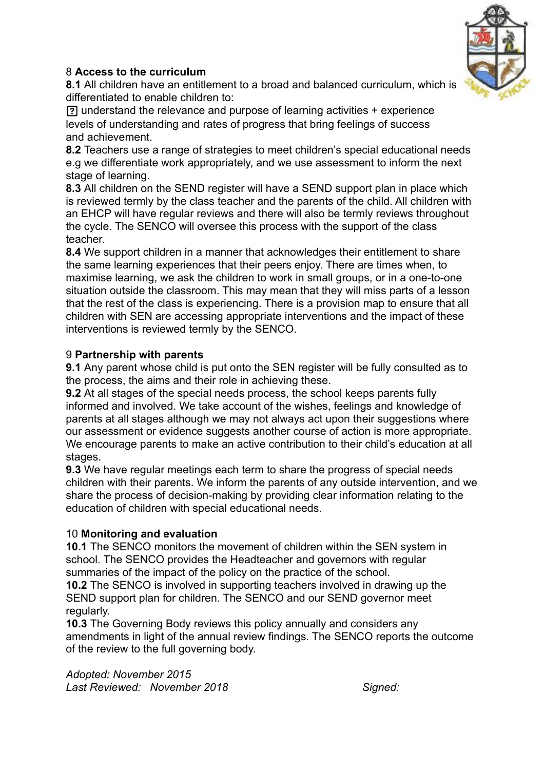## 8 **Access to the curriculum**

**8.1** All children have an entitlement to a broad and balanced curriculum, which is differentiated to enable children to:

? understand the relevance and purpose of learning activities + experience levels of understanding and rates of progress that bring feelings of success and achievement.

**8.2** Teachers use a range of strategies to meet children's special educational needs e.g we differentiate work appropriately, and we use assessment to inform the next stage of learning.

**8.3** All children on the SEND register will have a SEND support plan in place which is reviewed termly by the class teacher and the parents of the child. All children with an EHCP will have regular reviews and there will also be termly reviews throughout the cycle. The SENCO will oversee this process with the support of the class teacher.

**8.4** We support children in a manner that acknowledges their entitlement to share the same learning experiences that their peers enjoy. There are times when, to maximise learning, we ask the children to work in small groups, or in a one-to-one situation outside the classroom. This may mean that they will miss parts of a lesson that the rest of the class is experiencing. There is a provision map to ensure that all children with SEN are accessing appropriate interventions and the impact of these interventions is reviewed termly by the SENCO.

## 9 **Partnership with parents**

**9.1** Any parent whose child is put onto the SEN register will be fully consulted as to the process, the aims and their role in achieving these.

**9.2** At all stages of the special needs process, the school keeps parents fully informed and involved. We take account of the wishes, feelings and knowledge of parents at all stages although we may not always act upon their suggestions where our assessment or evidence suggests another course of action is more appropriate. We encourage parents to make an active contribution to their child's education at all stages.

**9.3** We have regular meetings each term to share the progress of special needs children with their parents. We inform the parents of any outside intervention, and we share the process of decision-making by providing clear information relating to the education of children with special educational needs.

## 10 **Monitoring and evaluation**

**10.1** The SENCO monitors the movement of children within the SEN system in school. The SENCO provides the Headteacher and governors with regular summaries of the impact of the policy on the practice of the school.

**10.2** The SENCO is involved in supporting teachers involved in drawing up the SEND support plan for children. The SENCO and our SEND governor meet regularly.

**10.3** The Governing Body reviews this policy annually and considers any amendments in light of the annual review findings. The SENCO reports the outcome of the review to the full governing body.

*Adopted: November 2015*
*Last Reviewed: November 2018* *Signed:*